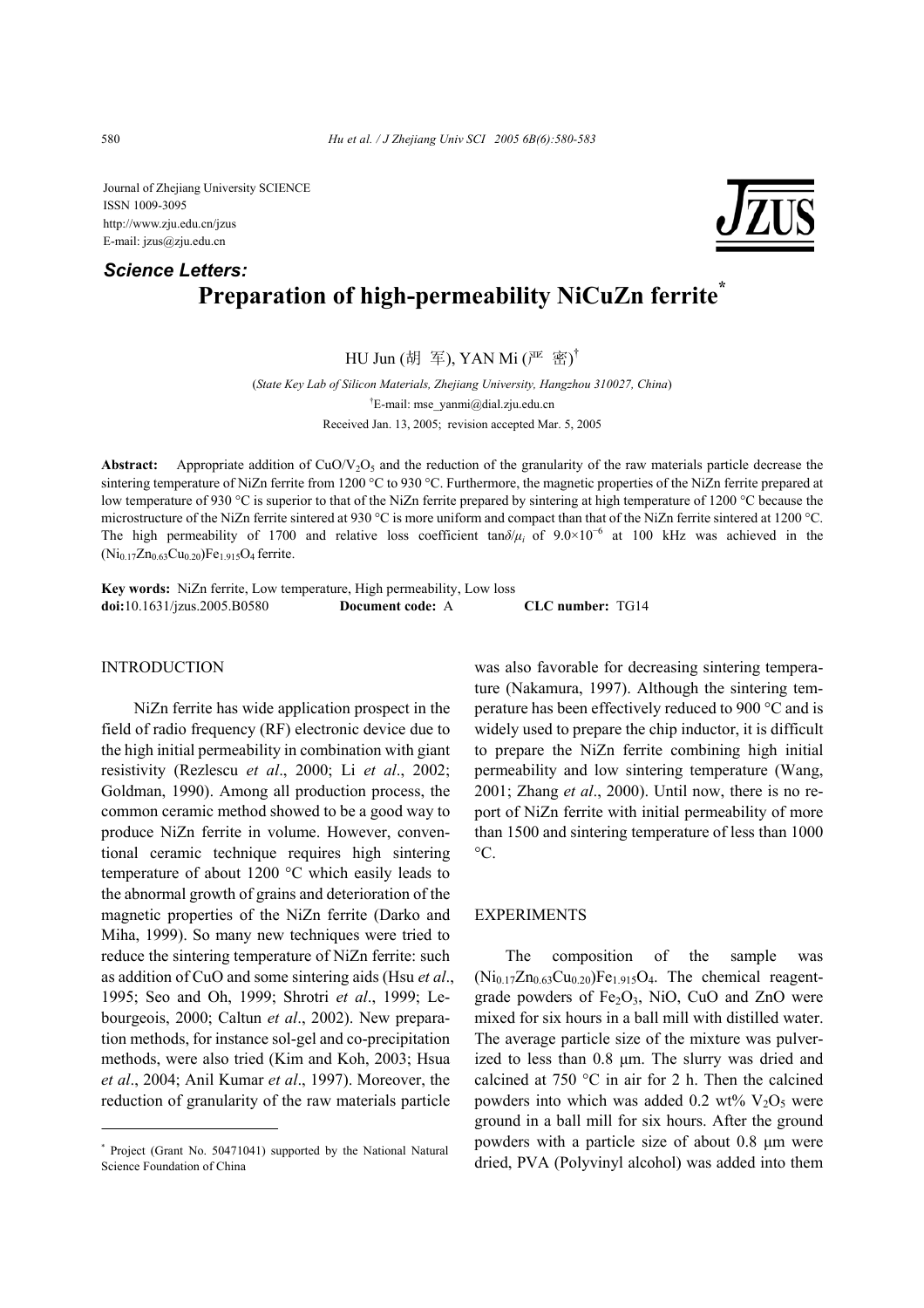Journal of Zhejiang University SCIENCE
ISSN 1009-3095
http://www.zju.edu.cn/jzus
E-mail: jzus@zju.edu.cn

***Science Letters:***

# Preparation of high-permeability NiCuZn ferrite*

HU Jun (胡 军), YAN Mi (严 密)†

(*State Key Lab of Silicon Materials, Zhejiang University, Hangzhou 310027, China*)
†E-mail: mse_yanmi@dial.zju.edu.cn
Received Jan. 13, 2005; revision accepted Mar. 5, 2005

**Abstract:** Appropriate addition of $CuO/V_2O_5$ and the reduction of the granularity of the raw materials particle decrease the sintering temperature of NiZn ferrite from 1200 °C to 930 °C. Furthermore, the magnetic properties of the NiZn ferrite prepared at low temperature of 930 °C is superior to that of the NiZn ferrite prepared by sintering at high temperature of 1200 °C because the microstructure of the NiZn ferrite sintered at 930 °C is more uniform and compact than that of the NiZn ferrite sintered at 1200 °C. The high permeability of 1700 and relative loss coefficient $\tan\delta/\mu_i$ of $9.0\times10^{-6}$ at 100 kHz was achieved in the $(Ni_{0.17}Zn_{0.63}Cu_{0.20})Fe_{1.915}O_4$ ferrite.

**Key words:** NiZn ferrite, Low temperature, High permeability, Low loss
**doi:**10.1631/jzus.2005.B0580 **Document code:** A **CLC number:** TG14

## INTRODUCTION

NiZn ferrite has wide application prospect in the field of radio frequency (RF) electronic device due to the high initial permeability in combination with giant resistivity (Rezlescu *et al*., 2000; Li *et al*., 2002; Goldman, 1990). Among all production process, the common ceramic method showed to be a good way to produce NiZn ferrite in volume. However, conventional ceramic technique requires high sintering temperature of about 1200 °C which easily leads to the abnormal growth of grains and deterioration of the magnetic properties of the NiZn ferrite (Darko and Miha, 1999). So many new techniques were tried to reduce the sintering temperature of NiZn ferrite: such as addition of CuO and some sintering aids (Hsu *et al*., 1995; Seo and Oh, 1999; Shrotri *et al*., 1999; Lebourgeois, 2000; Caltun *et al*., 2002). New preparation methods, for instance sol-gel and co-precipitation methods, were also tried (Kim and Koh, 2003; Hsua *et al*., 2004; Anil Kumar *et al*., 1997). Moreover, the reduction of granularity of the raw materials particle was also favorable for decreasing sintering temperature (Nakamura, 1997). Although the sintering temperature has been effectively reduced to 900 °C and is widely used to prepare the chip inductor, it is difficult to prepare the NiZn ferrite combining high initial permeability and low sintering temperature (Wang, 2001; Zhang *et al*., 2000). Until now, there is no report of NiZn ferrite with initial permeability of more than 1500 and sintering temperature of less than 1000 °C.

## EXPERIMENTS

The composition of the sample was $(Ni_{0.17}Zn_{0.63}Cu_{0.20})Fe_{1.915}O_4$. The chemical reagent-grade powders of $Fe_2O_3$, NiO, CuO and ZnO were mixed for six hours in a ball mill with distilled water. The average particle size of the mixture was pulverized to less than 0.8 μm. The slurry was dried and calcined at 750 °C in air for 2 h. Then the calcined powders into which was added 0.2 wt% $V_2O_5$ were ground in a ball mill for six hours. After the ground powders with a particle size of about 0.8 μm were dried, PVA (Polyvinyl alcohol) was added into them

* Project (Grant No. 50471041) supported by the National Natural Science Foundation of China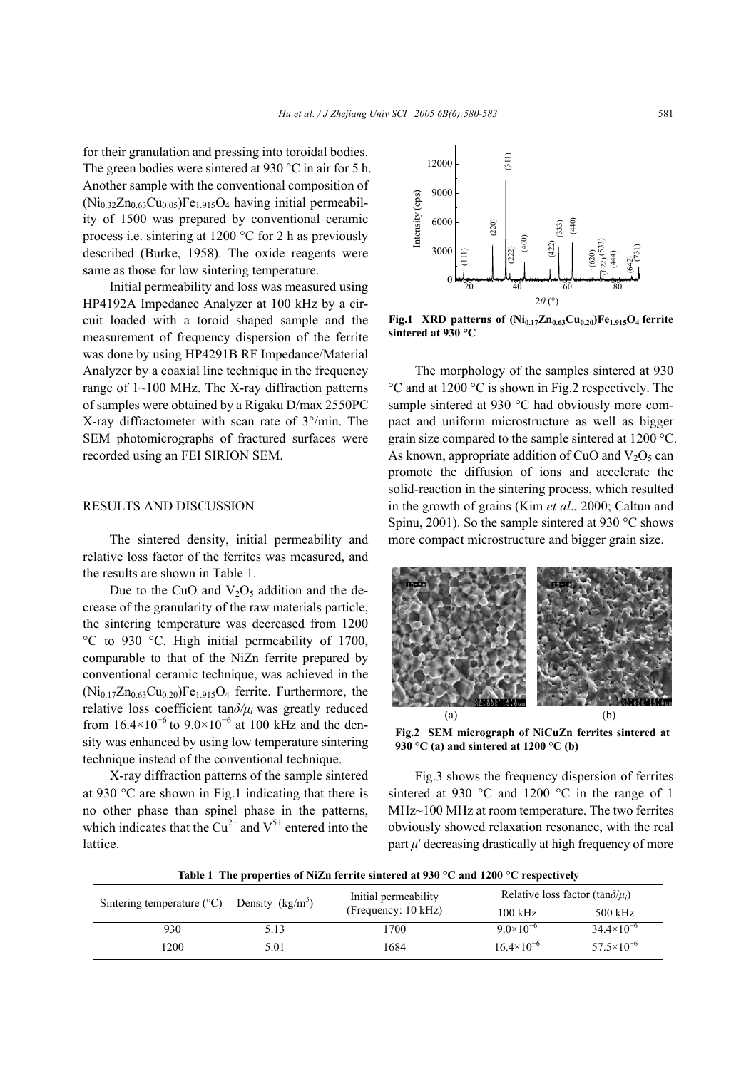for their granulation and pressing into toroidal bodies. The green bodies were sintered at 930 °C in air for 5 h. Another sample with the conventional composition of $(Ni_{0.32}Zn_{0.63}Cu_{0.05})Fe_{1.915}O_4$ having initial permeability of 1500 was prepared by conventional ceramic process i.e. sintering at 1200 °C for 2 h as previously described (Burke, 1958). The oxide reagents were same as those for low sintering temperature.

Initial permeability and loss was measured using HP4192A Impedance Analyzer at 100 kHz by a circuit loaded with a toroid shaped sample and the measurement of frequency dispersion of the ferrite was done by using HP4291B RF Impedance/Material Analyzer by a coaxial line technique in the frequency range of 1~100 MHz. The X-ray diffraction patterns of samples were obtained by a Rigaku D/max 2550PC X-ray diffractometer with scan rate of 3°/min. The SEM photomicrographs of fractured surfaces were recorded using an FEI SIRION SEM.

## RESULTS AND DISCUSSION

The sintered density, initial permeability and relative loss factor of the ferrites was measured, and the results are shown in Table 1.

Due to the CuO and $V_2O_5$ addition and the decrease of the granularity of the raw materials particle, the sintering temperature was decreased from 1200 °C to 930 °C. High initial permeability of 1700, comparable to that of the NiZn ferrite prepared by conventional ceramic technique, was achieved in the $(Ni_{0.17}Zn_{0.63}Cu_{0.20})Fe_{1.915}O_4$ ferrite. Furthermore, the relative loss coefficient $\tan\delta/\mu_i$ was greatly reduced from $16.4\times10^{-6}$ to $9.0\times10^{-6}$ at 100 kHz and the density was enhanced by using low temperature sintering technique instead of the conventional technique.

X-ray diffraction patterns of the sample sintered at 930 °C are shown in Fig.1 indicating that there is no other phase than spinel phase in the patterns, which indicates that the $Cu^{2+}$ and $V^{5+}$ entered into the lattice.

**Fig.1 XRD patterns of $(Ni_{0.17}Zn_{0.63}Cu_{0.20})Fe_{1.915}O_4$ ferrite sintered at 930 °C**

The morphology of the samples sintered at 930 °C and at 1200 °C is shown in Fig.2 respectively. The sample sintered at 930 °C had obviously more compact and uniform microstructure as well as bigger grain size compared to the sample sintered at 1200 °C. As known, appropriate addition of CuO and $V_2O_5$ can promote the diffusion of ions and accelerate the solid-reaction in the sintering process, which resulted in the growth of grains (Kim *et al*., 2000; Caltun and Spinu, 2001). So the sample sintered at 930 °C shows more compact microstructure and bigger grain size.

**Fig.2 SEM micrograph of NiCuZn ferrites sintered at 930 °C (a) and sintered at 1200 °C (b)**

Fig.3 shows the frequency dispersion of ferrites sintered at 930 °C and 1200 °C in the range of 1 MHz~100 MHz at room temperature. The two ferrites obviously showed relaxation resonance, with the real part $\mu'$ decreasing drastically at high frequency of more

**Table 1 The properties of NiZn ferrite sintered at 930 °C and 1200 °C respectively**

| Sintering temperature (°C) | Density (kg/m³) | Initial permeability (Frequency: 10 kHz) | Relative loss factor ($\tan\delta/\mu_i$) | |
|---|---|---|---|---|
| | | | 100 kHz | 500 kHz |
| 930 | 5.13 | 1700 | $9.0\times10^{-6}$ | $34.4\times10^{-6}$ |
| 1200 | 5.01 | 1684 | $16.4\times10^{-6}$ | $57.5\times10^{-6}$ |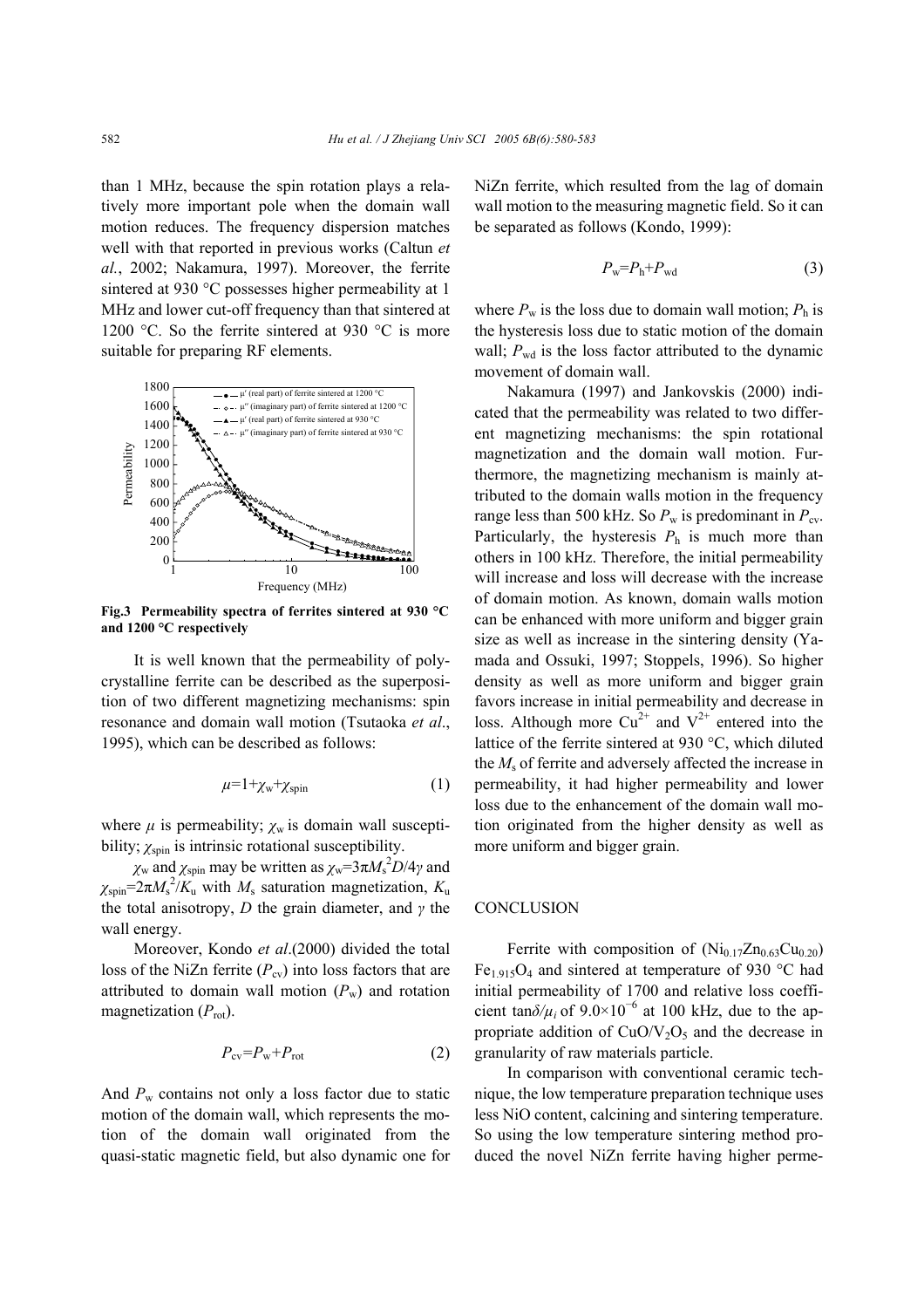than 1 MHz, because the spin rotation plays a relatively more important pole when the domain wall motion reduces. The frequency dispersion matches well with that reported in previous works (Caltun *et al.*, 2002; Nakamura, 1997). Moreover, the ferrite sintered at 930 °C possesses higher permeability at 1 MHz and lower cut-off frequency than that sintered at 1200 °C. So the ferrite sintered at 930 °C is more suitable for preparing RF elements.

**Fig.3 Permeability spectra of ferrites sintered at 930 °C and 1200 °C respectively**

It is well known that the permeability of polycrystalline ferrite can be described as the superposition of two different magnetizing mechanisms: spin resonance and domain wall motion (Tsutaoka *et al.*, 1995), which can be described as follows:

$$\mu=1+\chi_w+\chi_{spin} \tag{1}$$

where $\mu$ is permeability; $\chi_w$ is domain wall susceptibility; $\chi_{spin}$ is intrinsic rotational susceptibility.

$\chi_w$ and $\chi_{spin}$ may be written as $\chi_w=3\pi M_s^2 D/4\gamma$ and $\chi_{spin}=2\pi M_s^2/K_u$ with $M_s$ saturation magnetization, $K_u$ the total anisotropy, $D$ the grain diameter, and $\gamma$ the wall energy.

Moreover, Kondo *et al*.(2000) divided the total loss of the NiZn ferrite ($P_{cv}$) into loss factors that are attributed to domain wall motion ($P_w$) and rotation magnetization ($P_{rot}$).

$$P_{cv}=P_w+P_{rot} \tag{2}$$

And $P_w$ contains not only a loss factor due to static motion of the domain wall, which represents the motion of the domain wall originated from the quasi-static magnetic field, but also dynamic one for NiZn ferrite, which resulted from the lag of domain wall motion to the measuring magnetic field. So it can be separated as follows (Kondo, 1999):

$$P_w=P_h+P_{wd} \tag{3}$$

where $P_w$ is the loss due to domain wall motion; $P_h$ is the hysteresis loss due to static motion of the domain wall; $P_{wd}$ is the loss factor attributed to the dynamic movement of domain wall.

Nakamura (1997) and Jankovskis (2000) indicated that the permeability was related to two different magnetizing mechanisms: the spin rotational magnetization and the domain wall motion. Furthermore, the magnetizing mechanism is mainly attributed to the domain walls motion in the frequency range less than 500 kHz. So $P_w$ is predominant in $P_{cv}$. Particularly, the hysteresis $P_h$ is much more than others in 100 kHz. Therefore, the initial permeability will increase and loss will decrease with the increase of domain motion. As known, domain walls motion can be enhanced with more uniform and bigger grain size as well as increase in the sintering density (Yamada and Ossuki, 1997; Stoppels, 1996). So higher density as well as more uniform and bigger grain favors increase in initial permeability and decrease in loss. Although more $Cu^{2+}$ and $V^{2+}$ entered into the lattice of the ferrite sintered at 930 °C, which diluted the $M_s$ of ferrite and adversely affected the increase in permeability, it had higher permeability and lower loss due to the enhancement of the domain wall motion originated from the higher density as well as more uniform and bigger grain.

## CONCLUSION

Ferrite with composition of $(Ni_{0.17}Zn_{0.63}Cu_{0.20})Fe_{1.915}O_4$ and sintered at temperature of 930 °C had initial permeability of 1700 and relative loss coefficient $\tan\delta/\mu_i$ of $9.0\times10^{-6}$ at 100 kHz, due to the appropriate addition of $CuO/V_2O_5$ and the decrease in granularity of raw materials particle.

In comparison with conventional ceramic technique, the low temperature preparation technique uses less NiO content, calcining and sintering temperature. So using the low temperature sintering method produced the novel NiZn ferrite having higher perme-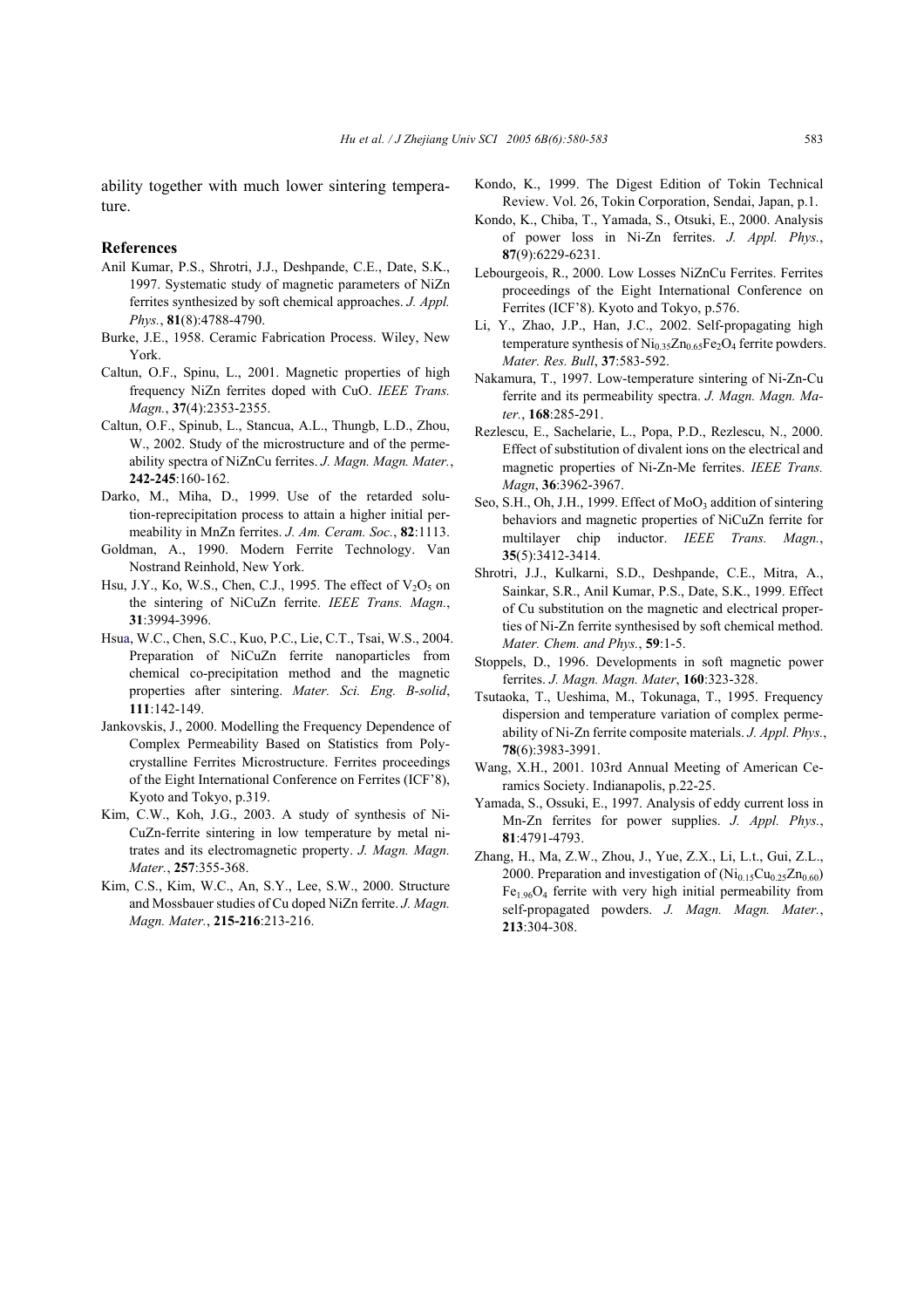ability together with much lower sintering temperature.

## References

Anil Kumar, P.S., Shrotri, J.J., Deshpande, C.E., Date, S.K., 1997. Systematic study of magnetic parameters of NiZn ferrites synthesized by soft chemical approaches. *J. Appl. Phys.*, **81**(8):4788-4790.

Burke, J.E., 1958. Ceramic Fabrication Process. Wiley, New York.

Caltun, O.F., Spinu, L., 2001. Magnetic properties of high frequency NiZn ferrites doped with CuO. *IEEE Trans. Magn.*, **37**(4):2353-2355.

Caltun, O.F., Spinub, L., Stancua, A.L., Thungb, L.D., Zhou, W., 2002. Study of the microstructure and of the permeability spectra of NiZnCu ferrites. *J. Magn. Magn. Mater.*, **242-245**:160-162.

Darko, M., Miha, D., 1999. Use of the retarded solution-reprecipitation process to attain a higher initial permeability in MnZn ferrites. *J. Am. Ceram. Soc.*, **82**:1113.

Goldman, A., 1990. Modern Ferrite Technology. Van Nostrand Reinhold, New York.

Hsu, J.Y., Ko, W.S., Chen, C.J., 1995. The effect of $V_2O_5$ on the sintering of NiCuZn ferrite. *IEEE Trans. Magn.*, **31**:3994-3996.

Hsua, W.C., Chen, S.C., Kuo, P.C., Lie, C.T., Tsai, W.S., 2004. Preparation of NiCuZn ferrite nanoparticles from chemical co-precipitation method and the magnetic properties after sintering. *Mater. Sci. Eng. B-solid*, **111**:142-149.

Jankovskis, J., 2000. Modelling the Frequency Dependence of Complex Permeability Based on Statistics from Polycrystalline Ferrites Microstructure. Ferrites proceedings of the Eight International Conference on Ferrites (ICF'8), Kyoto and Tokyo, p.319.

Kim, C.W., Koh, J.G., 2003. A study of synthesis of NiCuZn-ferrite sintering in low temperature by metal nitrates and its electromagnetic property. *J. Magn. Magn. Mater.*, **257**:355-368.

Kim, C.S., Kim, W.C., An, S.Y., Lee, S.W., 2000. Structure and Mossbauer studies of Cu doped NiZn ferrite. *J. Magn. Magn. Mater.*, **215-216**:213-216.

Kondo, K., 1999. The Digest Edition of Tokin Technical Review. Vol. 26, Tokin Corporation, Sendai, Japan, p.1.

Kondo, K., Chiba, T., Yamada, S., Otsuki, E., 2000. Analysis of power loss in Ni-Zn ferrites. *J. Appl. Phys.*, **87**(9):6229-6231.

Lebourgeois, R., 2000. Low Losses NiZnCu Ferrites. Ferrites proceedings of the Eight International Conference on Ferrites (ICF'8). Kyoto and Tokyo, p.576.

Li, Y., Zhao, J.P., Han, J.C., 2002. Self-propagating high temperature synthesis of $Ni_{0.35}Zn_{0.65}Fe_2O_4$ ferrite powders. *Mater. Res. Bull*, **37**:583-592.

Nakamura, T., 1997. Low-temperature sintering of Ni-Zn-Cu ferrite and its permeability spectra. *J. Magn. Magn. Mater.*, **168**:285-291.

Rezlescu, E., Sachelarie, L., Popa, P.D., Rezlescu, N., 2000. Effect of substitution of divalent ions on the electrical and magnetic properties of Ni-Zn-Me ferrites. *IEEE Trans. Magn*, **36**:3962-3967.

Seo, S.H., Oh, J.H., 1999. Effect of $MoO_3$ addition of sintering behaviors and magnetic properties of NiCuZn ferrite for multilayer chip inductor. *IEEE Trans. Magn.*, **35**(5):3412-3414.

Shrotri, J.J., Kulkarni, S.D., Deshpande, C.E., Mitra, A., Sainkar, S.R., Anil Kumar, P.S., Date, S.K., 1999. Effect of Cu substitution on the magnetic and electrical properties of Ni-Zn ferrite synthesised by soft chemical method. *Mater. Chem. and Phys.*, **59**:1-5.

Stoppels, D., 1996. Developments in soft magnetic power ferrites. *J. Magn. Magn. Mater*, **160**:323-328.

Tsutaoka, T., Ueshima, M., Tokunaga, T., 1995. Frequency dispersion and temperature variation of complex permeability of Ni-Zn ferrite composite materials. *J. Appl. Phys.*, **78**(6):3983-3991.

Wang, X.H., 2001. 103rd Annual Meeting of American Ceramics Society. Indianapolis, p.22-25.

Yamada, S., Ossuki, E., 1997. Analysis of eddy current loss in Mn-Zn ferrites for power supplies. *J. Appl. Phys.*, **81**:4791-4793.

Zhang, H., Ma, Z.W., Zhou, J., Yue, Z.X., Li, L.t., Gui, Z.L., 2000. Preparation and investigation of $(Ni_{0.15}Cu_{0.25}Zn_{0.60})Fe_{1.96}O_4$ ferrite with very high initial permeability from self-propagated powders. *J. Magn. Magn. Mater.*, **213**:304-308.